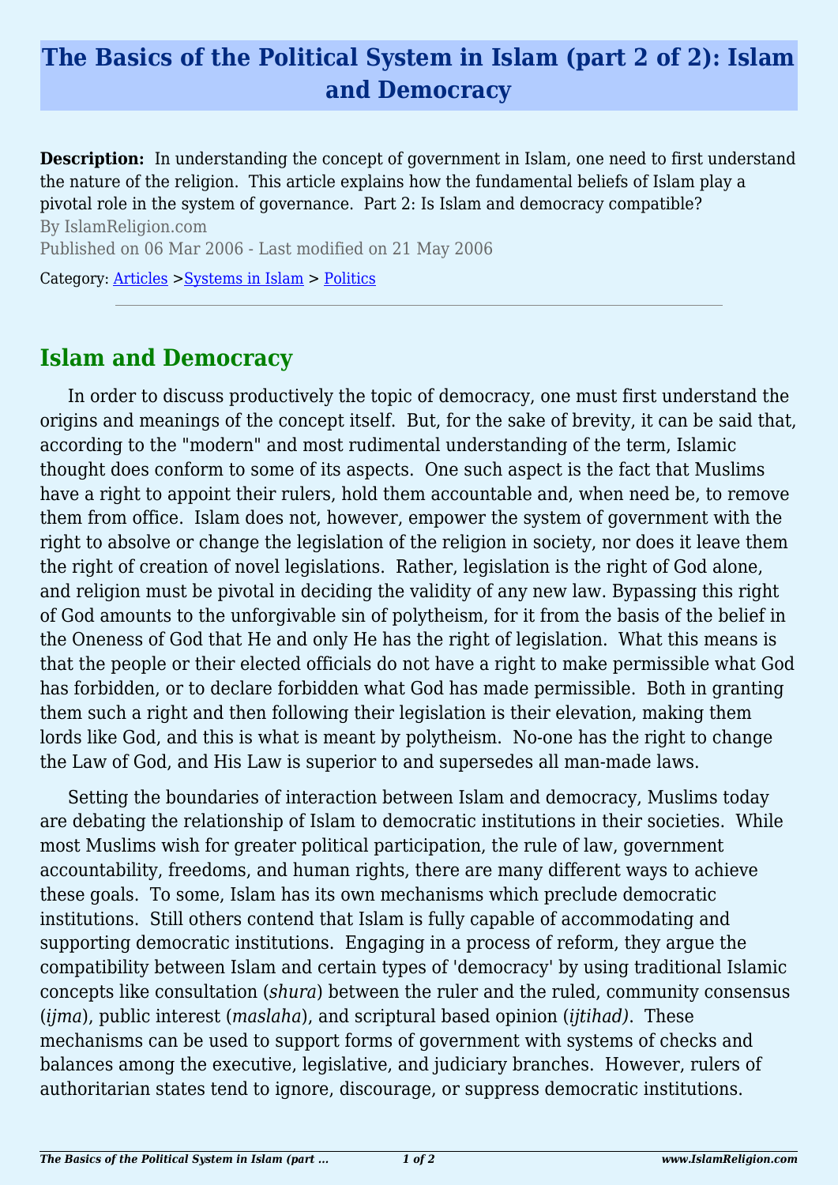# The Basics of the Political System in Islam (part 2 of 2): Islam and Democracy

**Description:** In understanding the concept of government in Islam, one need to first understand the nature of the religion. This article explains how the fundamental beliefs of Islam play a pivotal role in the system of governance. Part 2: Is Islam and democracy compatible?

By IslamReligion.com

Published on 06 Mar 2006 - Last modified on 21 May 2006

Category: Articles >Systems in Islam > Politics

---

## Islam and Democracy

In order to discuss productively the topic of democracy, one must first understand the origins and meanings of the concept itself. But, for the sake of brevity, it can be said that, according to the "modern" and most rudimental understanding of the term, Islamic thought does conform to some of its aspects. One such aspect is the fact that Muslims have a right to appoint their rulers, hold them accountable and, when need be, to remove them from office. Islam does not, however, empower the system of government with the right to absolve or change the legislation of the religion in society, nor does it leave them the right of creation of novel legislations. Rather, legislation is the right of God alone, and religion must be pivotal in deciding the validity of any new law. Bypassing this right of God amounts to the unforgivable sin of polytheism, for it from the basis of the belief in the Oneness of God that He and only He has the right of legislation. What this means is that the people or their elected officials do not have a right to make permissible what God has forbidden, or to declare forbidden what God has made permissible. Both in granting them such a right and then following their legislation is their elevation, making them lords like God, and this is what is meant by polytheism. No-one has the right to change the Law of God, and His Law is superior to and supersedes all man-made laws.

Setting the boundaries of interaction between Islam and democracy, Muslims today are debating the relationship of Islam to democratic institutions in their societies. While most Muslims wish for greater political participation, the rule of law, government accountability, freedoms, and human rights, there are many different ways to achieve these goals. To some, Islam has its own mechanisms which preclude democratic institutions. Still others contend that Islam is fully capable of accommodating and supporting democratic institutions. Engaging in a process of reform, they argue the compatibility between Islam and certain types of 'democracy' by using traditional Islamic concepts like consultation (*shura*) between the ruler and the ruled, community consensus (*ijma*), public interest (*maslaha*), and scriptural based opinion (*ijtihad)*. These mechanisms can be used to support forms of government with systems of checks and balances among the executive, legislative, and judiciary branches. However, rulers of authoritarian states tend to ignore, discourage, or suppress democratic institutions.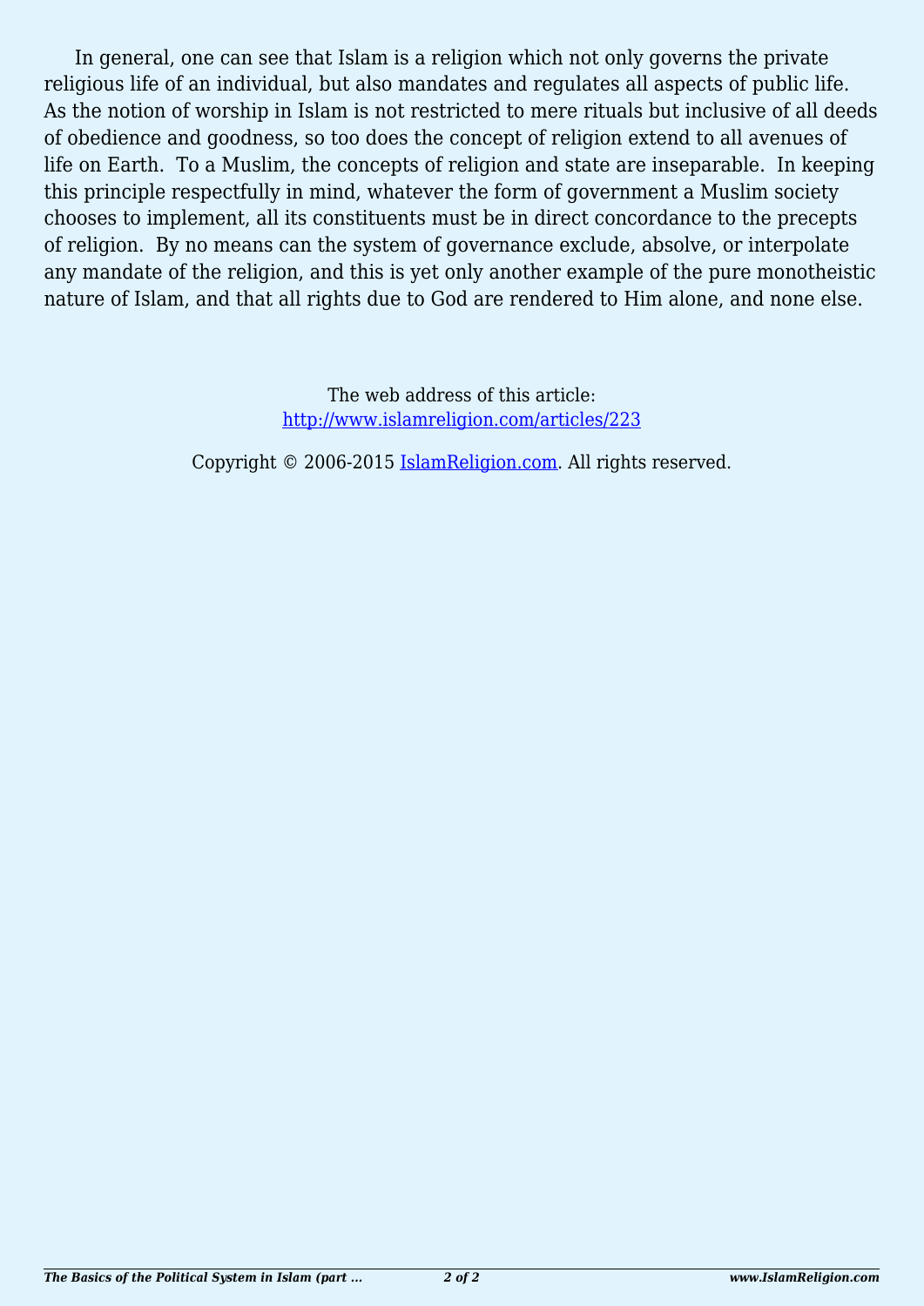In general, one can see that Islam is a religion which not only governs the private religious life of an individual, but also mandates and regulates all aspects of public life. As the notion of worship in Islam is not restricted to mere rituals but inclusive of all deeds of obedience and goodness, so too does the concept of religion extend to all avenues of life on Earth. To a Muslim, the concepts of religion and state are inseparable. In keeping this principle respectfully in mind, whatever the form of government a Muslim society chooses to implement, all its constituents must be in direct concordance to the precepts of religion. By no means can the system of governance exclude, absolve, or interpolate any mandate of the religion, and this is yet only another example of the pure monotheistic nature of Islam, and that all rights due to God are rendered to Him alone, and none else.

The web address of this article:
[http://www.islamreligion.com/articles/223](http://www.islamreligion.com/articles/223)

Copyright © 2006-2015 [IslamReligion.com](http://www.islamreligion.com). All rights reserved.